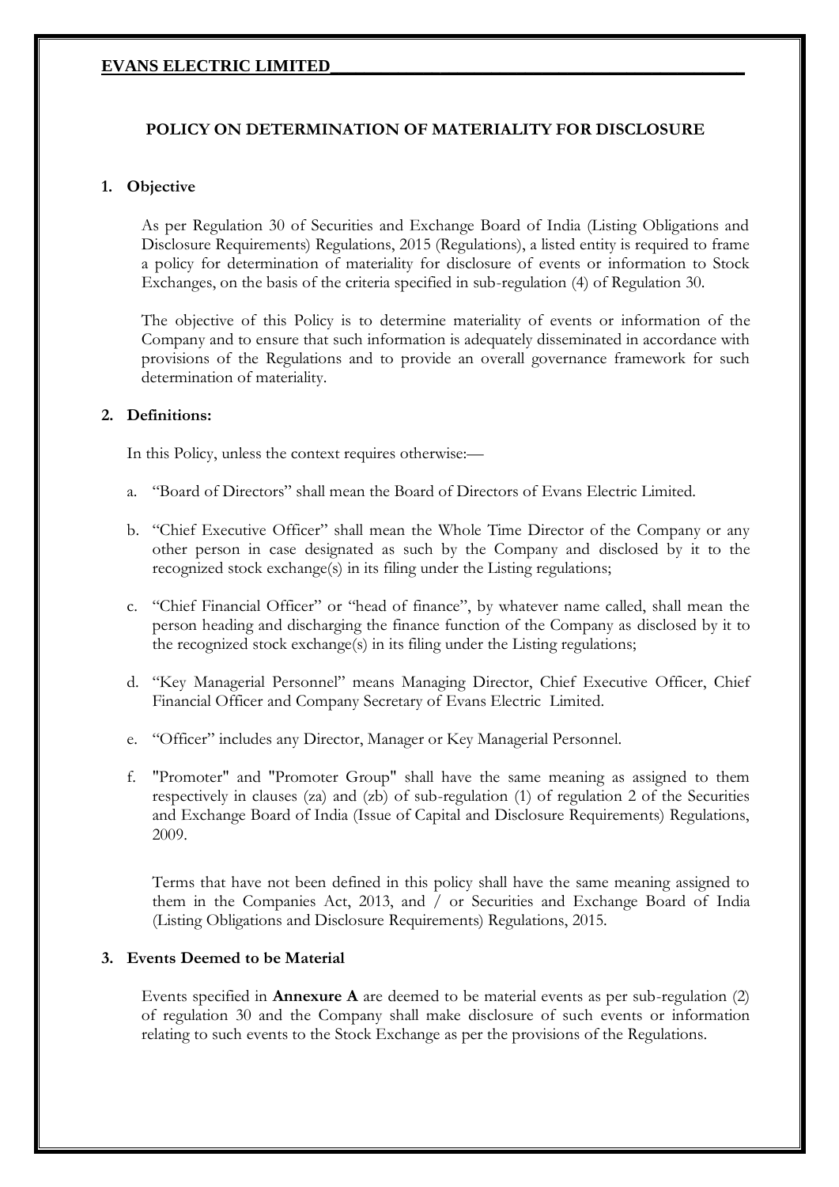# POLICY ON DETERMINATION OF MATERIALITY FOR DISCLOSURE

## 1. Objective

As per Regulation 30 of Securities and Exchange Board of India (Listing Obligations and Disclosure Requirements) Regulations, 2015 (Regulations), a listed entity is required to frame a policy for determination of materiality for disclosure of events or information to Stock Exchanges, on the basis of the criteria specified in sub-regulation (4) of Regulation 30.

The objective of this Policy is to determine materiality of events or information of the Company and to ensure that such information is adequately disseminated in accordance with provisions of the Regulations and to provide an overall governance framework for such determination of materiality.

## 2. Definitions:

In this Policy, unless the context requires otherwise:—

a. "Board of Directors" shall mean the Board of Directors of Evans Electric Limited.

b. "Chief Executive Officer" shall mean the Whole Time Director of the Company or any other person in case designated as such by the Company and disclosed by it to the recognized stock exchange(s) in its filing under the Listing regulations;

c. "Chief Financial Officer" or "head of finance", by whatever name called, shall mean the person heading and discharging the finance function of the Company as disclosed by it to the recognized stock exchange(s) in its filing under the Listing regulations;

d. "Key Managerial Personnel" means Managing Director, Chief Executive Officer, Chief Financial Officer and Company Secretary of Evans Electric Limited.

e. "Officer" includes any Director, Manager or Key Managerial Personnel.

f. "Promoter" and "Promoter Group" shall have the same meaning as assigned to them respectively in clauses (za) and (zb) of sub-regulation (1) of regulation 2 of the Securities and Exchange Board of India (Issue of Capital and Disclosure Requirements) Regulations, 2009.

Terms that have not been defined in this policy shall have the same meaning assigned to them in the Companies Act, 2013, and / or Securities and Exchange Board of India (Listing Obligations and Disclosure Requirements) Regulations, 2015.

## 3. Events Deemed to be Material

Events specified in **Annexure A** are deemed to be material events as per sub-regulation (2) of regulation 30 and the Company shall make disclosure of such events or information relating to such events to the Stock Exchange as per the provisions of the Regulations.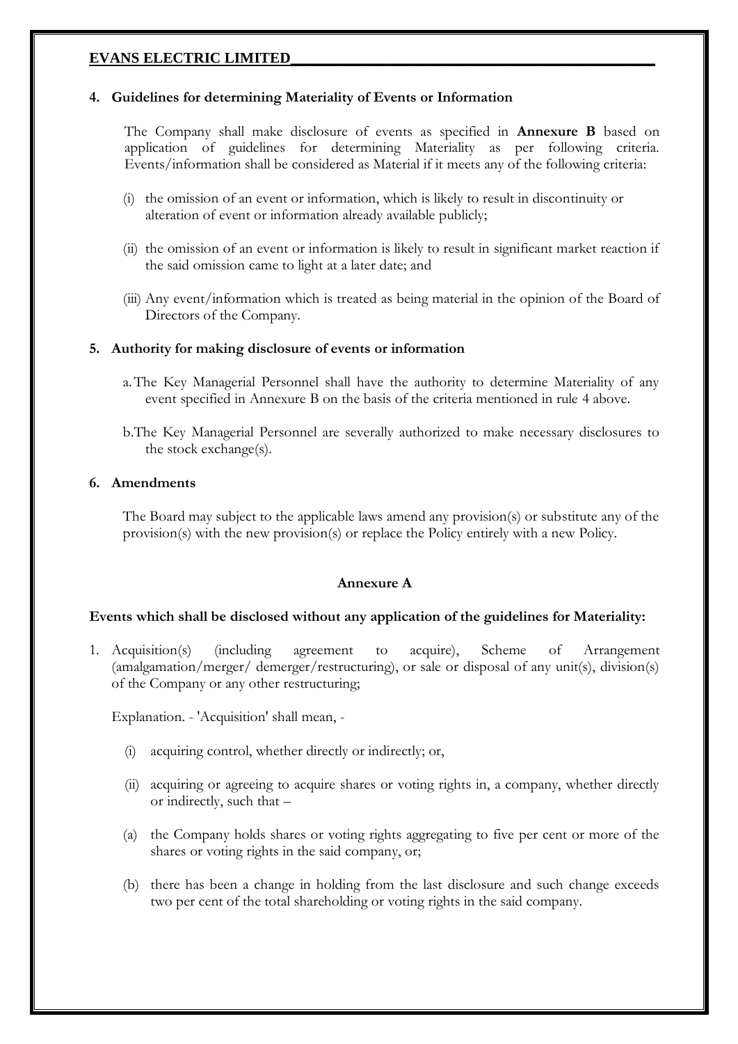## 4. Guidelines for determining Materiality of Events or Information

The Company shall make disclosure of events as specified in **Annexure B** based on application of guidelines for determining Materiality as per following criteria. Events/information shall be considered as Material if it meets any of the following criteria:

(i) the omission of an event or information, which is likely to result in discontinuity or alteration of event or information already available publicly;

(ii) the omission of an event or information is likely to result in significant market reaction if the said omission came to light at a later date; and

(iii) Any event/information which is treated as being material in the opinion of the Board of Directors of the Company.

## 5. Authority for making disclosure of events or information

a. The Key Managerial Personnel shall have the authority to determine Materiality of any event specified in Annexure B on the basis of the criteria mentioned in rule 4 above.

b. The Key Managerial Personnel are severally authorized to make necessary disclosures to the stock exchange(s).

## 6. Amendments

The Board may subject to the applicable laws amend any provision(s) or substitute any of the provision(s) with the new provision(s) or replace the Policy entirely with a new Policy.

### Annexure A

**Events which shall be disclosed without any application of the guidelines for Materiality:**

1. Acquisition(s) (including agreement to acquire), Scheme of Arrangement (amalgamation/merger/ demerger/restructuring), or sale or disposal of any unit(s), division(s) of the Company or any other restructuring;

   Explanation. - 'Acquisition' shall mean, -

   (i) acquiring control, whether directly or indirectly; or,

   (ii) acquiring or agreeing to acquire shares or voting rights in, a company, whether directly or indirectly, such that –

   (a) the Company holds shares or voting rights aggregating to five per cent or more of the shares or voting rights in the said company, or;

   (b) there has been a change in holding from the last disclosure and such change exceeds two per cent of the total shareholding or voting rights in the said company.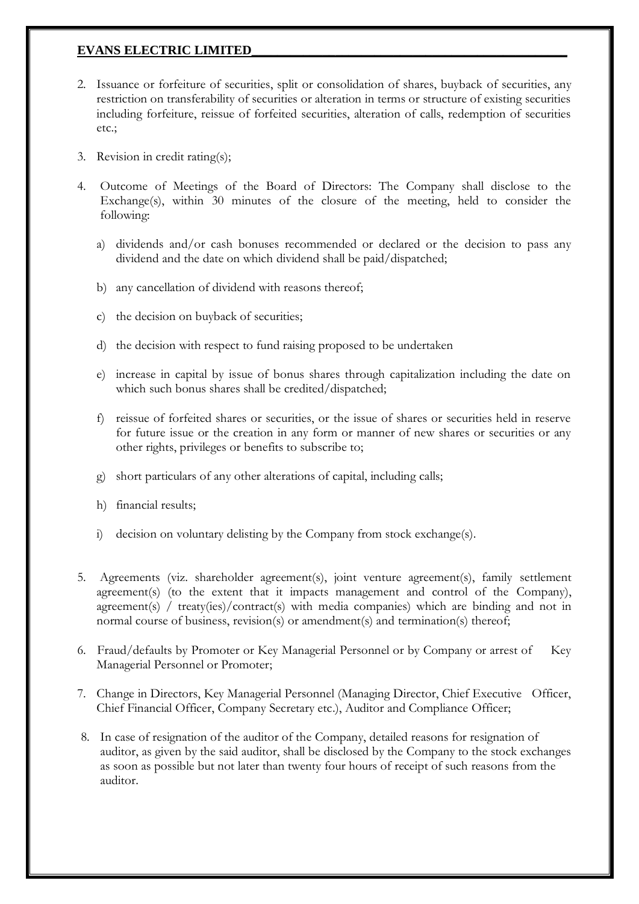2. Issuance or forfeiture of securities, split or consolidation of shares, buyback of securities, any restriction on transferability of securities or alteration in terms or structure of existing securities including forfeiture, reissue of forfeited securities, alteration of calls, redemption of securities etc.;

3. Revision in credit rating(s);

4. Outcome of Meetings of the Board of Directors: The Company shall disclose to the Exchange(s), within 30 minutes of the closure of the meeting, held to consider the following:

   a) dividends and/or cash bonuses recommended or declared or the decision to pass any dividend and the date on which dividend shall be paid/dispatched;

   b) any cancellation of dividend with reasons thereof;

   c) the decision on buyback of securities;

   d) the decision with respect to fund raising proposed to be undertaken

   e) increase in capital by issue of bonus shares through capitalization including the date on which such bonus shares shall be credited/dispatched;

   f) reissue of forfeited shares or securities, or the issue of shares or securities held in reserve for future issue or the creation in any form or manner of new shares or securities or any other rights, privileges or benefits to subscribe to;

   g) short particulars of any other alterations of capital, including calls;

   h) financial results;

   i) decision on voluntary delisting by the Company from stock exchange(s).

5. Agreements (viz. shareholder agreement(s), joint venture agreement(s), family settlement agreement(s) (to the extent that it impacts management and control of the Company), agreement(s) / treaty(ies)/contract(s) with media companies) which are binding and not in normal course of business, revision(s) or amendment(s) and termination(s) thereof;

6. Fraud/defaults by Promoter or Key Managerial Personnel or by Company or arrest of Key Managerial Personnel or Promoter;

7. Change in Directors, Key Managerial Personnel (Managing Director, Chief Executive Officer, Chief Financial Officer, Company Secretary etc.), Auditor and Compliance Officer;

8. In case of resignation of the auditor of the Company, detailed reasons for resignation of auditor, as given by the said auditor, shall be disclosed by the Company to the stock exchanges as soon as possible but not later than twenty four hours of receipt of such reasons from the auditor.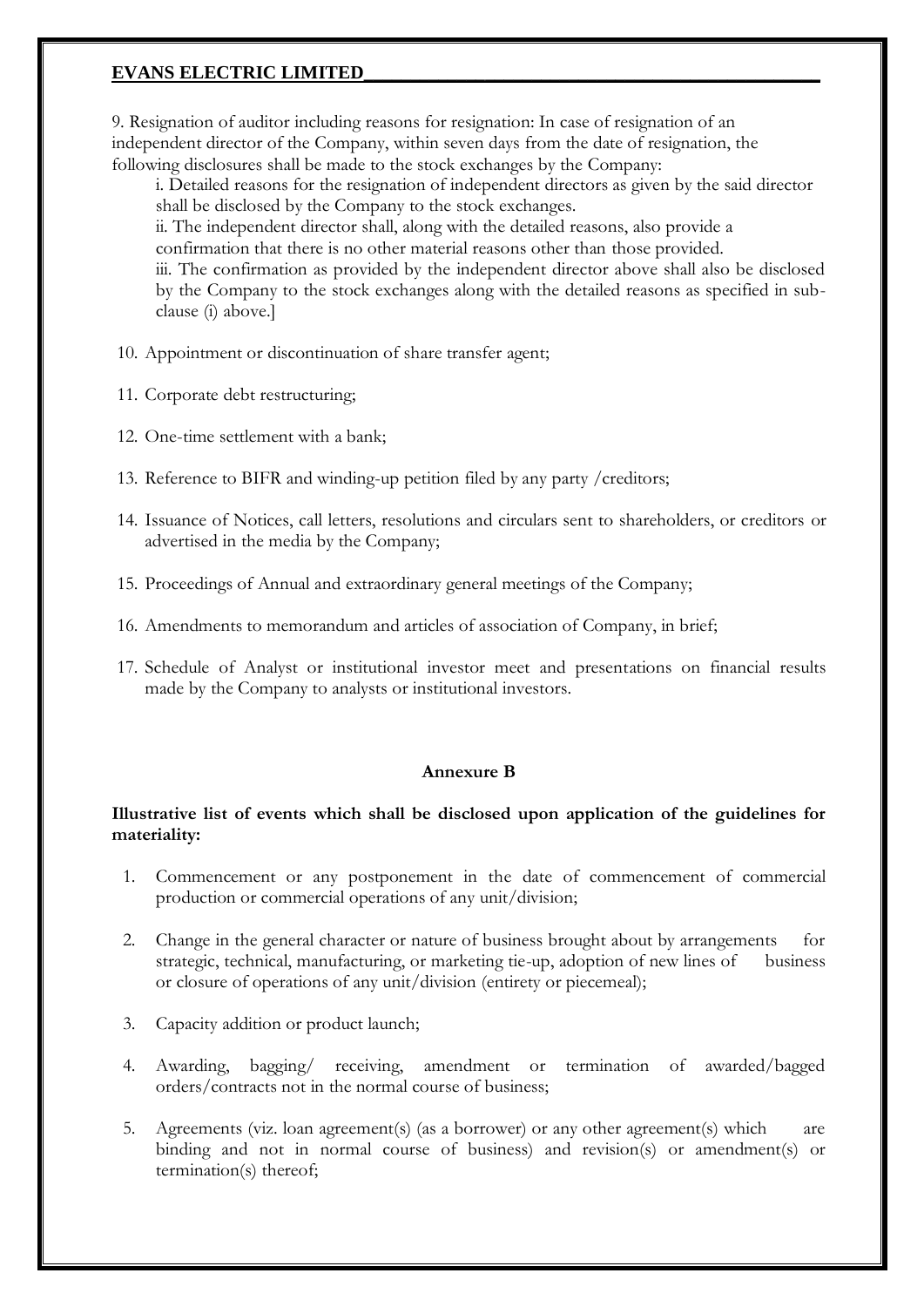9. Resignation of auditor including reasons for resignation: In case of resignation of an independent director of the Company, within seven days from the date of resignation, the following disclosures shall be made to the stock exchanges by the Company:

   i. Detailed reasons for the resignation of independent directors as given by the said director shall be disclosed by the Company to the stock exchanges.

   ii. The independent director shall, along with the detailed reasons, also provide a confirmation that there is no other material reasons other than those provided.

   iii. The confirmation as provided by the independent director above shall also be disclosed by the Company to the stock exchanges along with the detailed reasons as specified in sub-clause (i) above.]

10. Appointment or discontinuation of share transfer agent;

11. Corporate debt restructuring;

12. One-time settlement with a bank;

13. Reference to BIFR and winding-up petition filed by any party /creditors;

14. Issuance of Notices, call letters, resolutions and circulars sent to shareholders, or creditors or advertised in the media by the Company;

15. Proceedings of Annual and extraordinary general meetings of the Company;

16. Amendments to memorandum and articles of association of Company, in brief;

17. Schedule of Analyst or institutional investor meet and presentations on financial results made by the Company to analysts or institutional investors.

**Annexure B**

**Illustrative list of events which shall be disclosed upon application of the guidelines for materiality:**

1. Commencement or any postponement in the date of commencement of commercial production or commercial operations of any unit/division;

2. Change in the general character or nature of business brought about by arrangements for strategic, technical, manufacturing, or marketing tie-up, adoption of new lines of business or closure of operations of any unit/division (entirety or piecemeal);

3. Capacity addition or product launch;

4. Awarding, bagging/ receiving, amendment or termination of awarded/bagged orders/contracts not in the normal course of business;

5. Agreements (viz. loan agreement(s) (as a borrower) or any other agreement(s) which are binding and not in normal course of business) and revision(s) or amendment(s) or termination(s) thereof;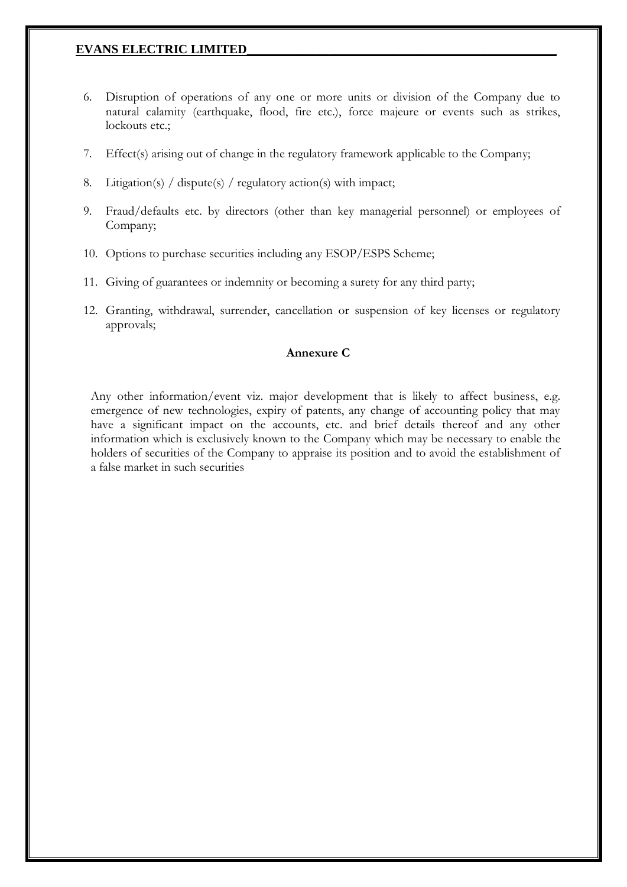6. Disruption of operations of any one or more units or division of the Company due to natural calamity (earthquake, flood, fire etc.), force majeure or events such as strikes, lockouts etc.;

7. Effect(s) arising out of change in the regulatory framework applicable to the Company;

8. Litigation(s) / dispute(s) / regulatory action(s) with impact;

9. Fraud/defaults etc. by directors (other than key managerial personnel) or employees of Company;

10. Options to purchase securities including any ESOP/ESPS Scheme;

11. Giving of guarantees or indemnity or becoming a surety for any third party;

12. Granting, withdrawal, surrender, cancellation or suspension of key licenses or regulatory approvals;

**Annexure C**

Any other information/event viz. major development that is likely to affect business, e.g. emergence of new technologies, expiry of patents, any change of accounting policy that may have a significant impact on the accounts, etc. and brief details thereof and any other information which is exclusively known to the Company which may be necessary to enable the holders of securities of the Company to appraise its position and to avoid the establishment of a false market in such securities